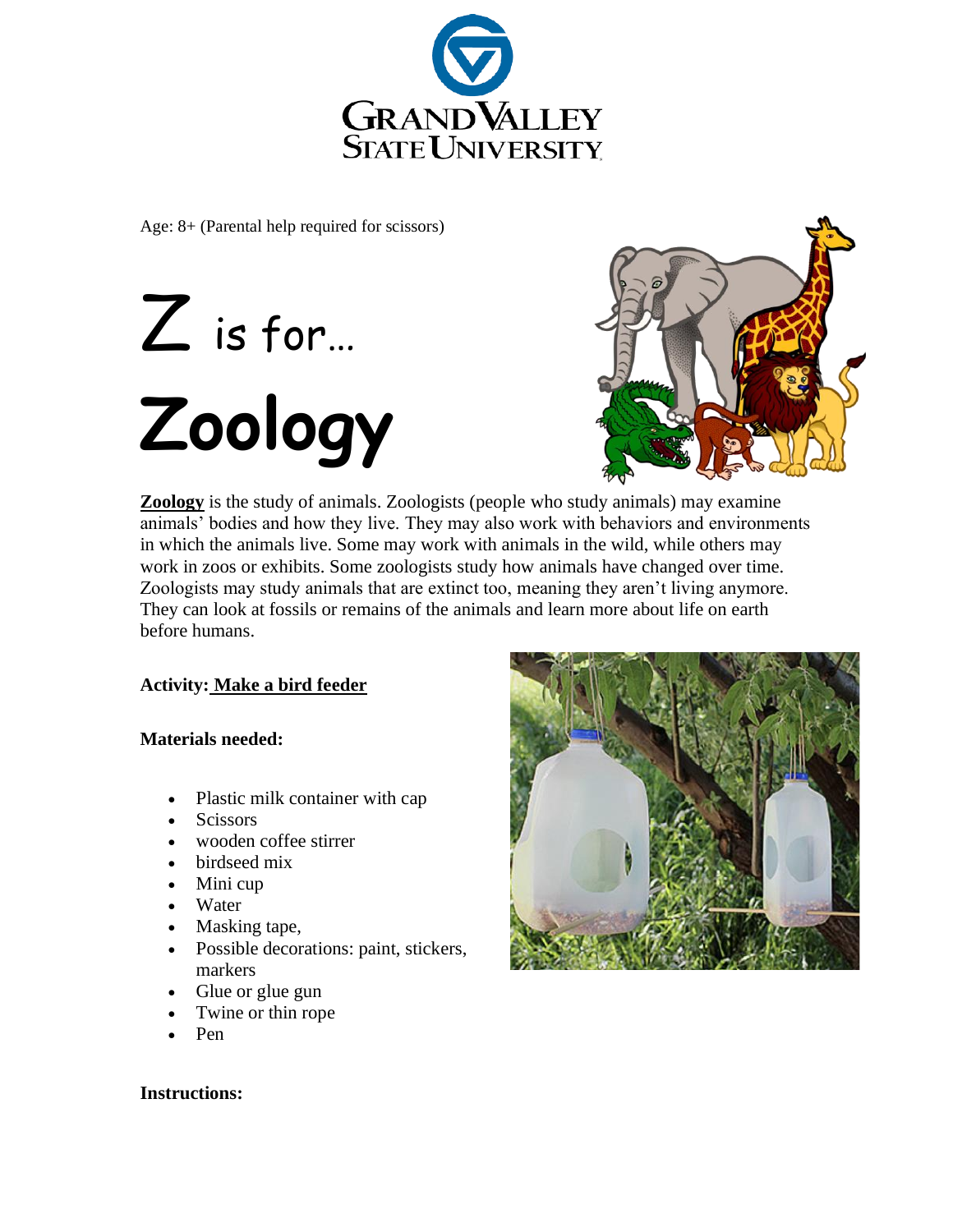Age: 8+ (Parental help required for scissors)

# Z is for…

# Zoology

**Zoology** is the study of animals. Zoologists (people who study animals) may examine animals' bodies and how they live. They may also work with behaviors and environments in which the animals live. Some may work with animals in the wild, while others may work in zoos or exhibits. Some zoologists study how animals have changed over time. Zoologists may study animals that are extinct too, meaning they aren't living anymore. They can look at fossils or remains of the animals and learn more about life on earth before humans.

**Activity: Make a bird feeder**

**Materials needed:**

- Plastic milk container with cap
- Scissors
- wooden coffee stirrer
- birdseed mix
- Mini cup
- Water
- Masking tape,
- Possible decorations: paint, stickers, markers
- Glue or glue gun
- Twine or thin rope
- Pen

**Instructions:**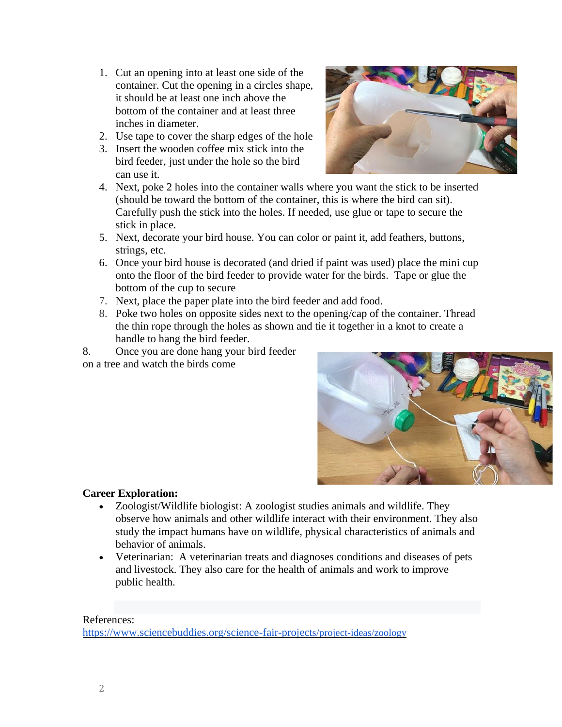1. Cut an opening into at least one side of the container. Cut the opening in a circles shape, it should be at least one inch above the bottom of the container and at least three inches in diameter.
2. Use tape to cover the sharp edges of the hole
3. Insert the wooden coffee mix stick into the bird feeder, just under the hole so the bird can use it.
4. Next, poke 2 holes into the container walls where you want the stick to be inserted (should be toward the bottom of the container, this is where the bird can sit). Carefully push the stick into the holes. If needed, use glue or tape to secure the stick in place.
5. Next, decorate your bird house. You can color or paint it, add feathers, buttons, strings, etc.
6. Once your bird house is decorated (and dried if paint was used) place the mini cup onto the floor of the bird feeder to provide water for the birds. Tape or glue the bottom of the cup to secure
7. Next, place the paper plate into the bird feeder and add food.
8. Poke two holes on opposite sides next to the opening/cap of the container. Thread the thin rope through the holes as shown and tie it together in a knot to create a handle to hang the bird feeder.

8. Once you are done hang your bird feeder on a tree and watch the birds come

**Career Exploration:**

- Zoologist/Wildlife biologist: A zoologist studies animals and wildlife. They observe how animals and other wildlife interact with their environment. They also study the impact humans have on wildlife, physical characteristics of animals and behavior of animals.
- Veterinarian: A veterinarian treats and diagnoses conditions and diseases of pets and livestock. They also care for the health of animals and work to improve public health.

References:
https://www.sciencebuddies.org/science-fair-projects/project-ideas/zoology